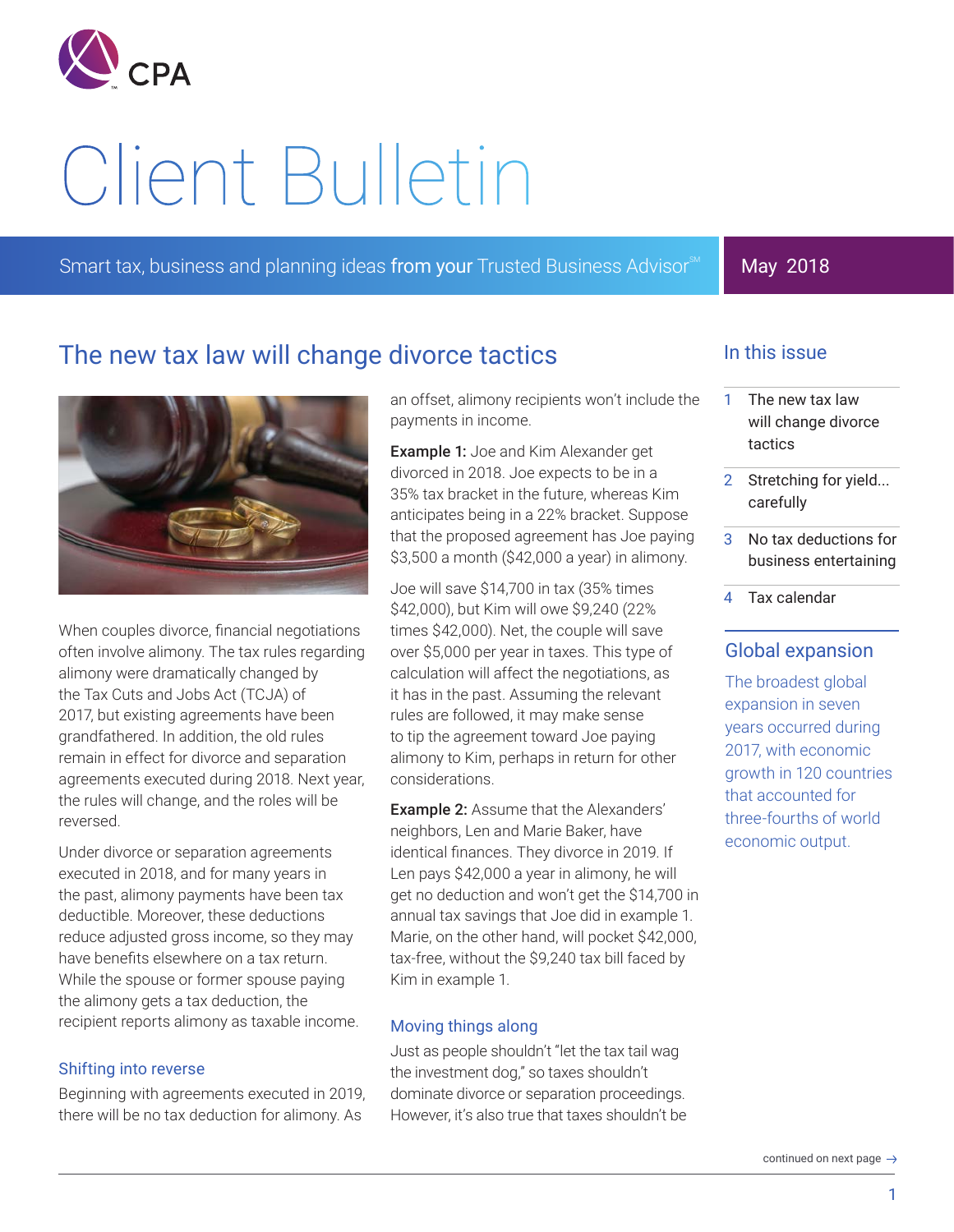# Client Bulletin

Smart tax, business and planning ideas from your Trusted Business Advisor℠

May 2018

## The new tax law will change divorce tactics

When couples divorce, financial negotiations often involve alimony. The tax rules regarding alimony were dramatically changed by the Tax Cuts and Jobs Act (TCJA) of 2017, but existing agreements have been grandfathered. In addition, the old rules remain in effect for divorce and separation agreements executed during 2018. Next year, the rules will change, and the roles will be reversed.

Under divorce or separation agreements executed in 2018, and for many years in the past, alimony payments have been tax deductible. Moreover, these deductions reduce adjusted gross income, so they may have benefits elsewhere on a tax return. While the spouse or former spouse paying the alimony gets a tax deduction, the recipient reports alimony as taxable income.

### Shifting into reverse

Beginning with agreements executed in 2019, there will be no tax deduction for alimony. As an offset, alimony recipients won't include the payments in income.

**Example 1:** Joe and Kim Alexander get divorced in 2018. Joe expects to be in a 35% tax bracket in the future, whereas Kim anticipates being in a 22% bracket. Suppose that the proposed agreement has Joe paying $3,500 a month ($42,000 a year) in alimony.

Joe will save $14,700 in tax (35% times $42,000), but Kim will owe $9,240 (22% times $42,000). Net, the couple will save over $5,000 per year in taxes. This type of calculation will affect the negotiations, as it has in the past. Assuming the relevant rules are followed, it may make sense to tip the agreement toward Joe paying alimony to Kim, perhaps in return for other considerations.

**Example 2:** Assume that the Alexanders' neighbors, Len and Marie Baker, have identical finances. They divorce in 2019. If Len pays $42,000 a year in alimony, he will get no deduction and won't get the $14,700 in annual tax savings that Joe did in example 1. Marie, on the other hand, will pocket $42,000, tax-free, without the $9,240 tax bill faced by Kim in example 1.

### Moving things along

Just as people shouldn't "let the tax tail wag the investment dog," so taxes shouldn't dominate divorce or separation proceedings. However, it's also true that taxes shouldn't be

continued on next page →

## In this issue

1. The new tax law will change divorce tactics
2. Stretching for yield... carefully
3. No tax deductions for business entertaining
4. Tax calendar

## Global expansion

The broadest global expansion in seven years occurred during 2017, with economic growth in 120 countries that accounted for three-fourths of world economic output.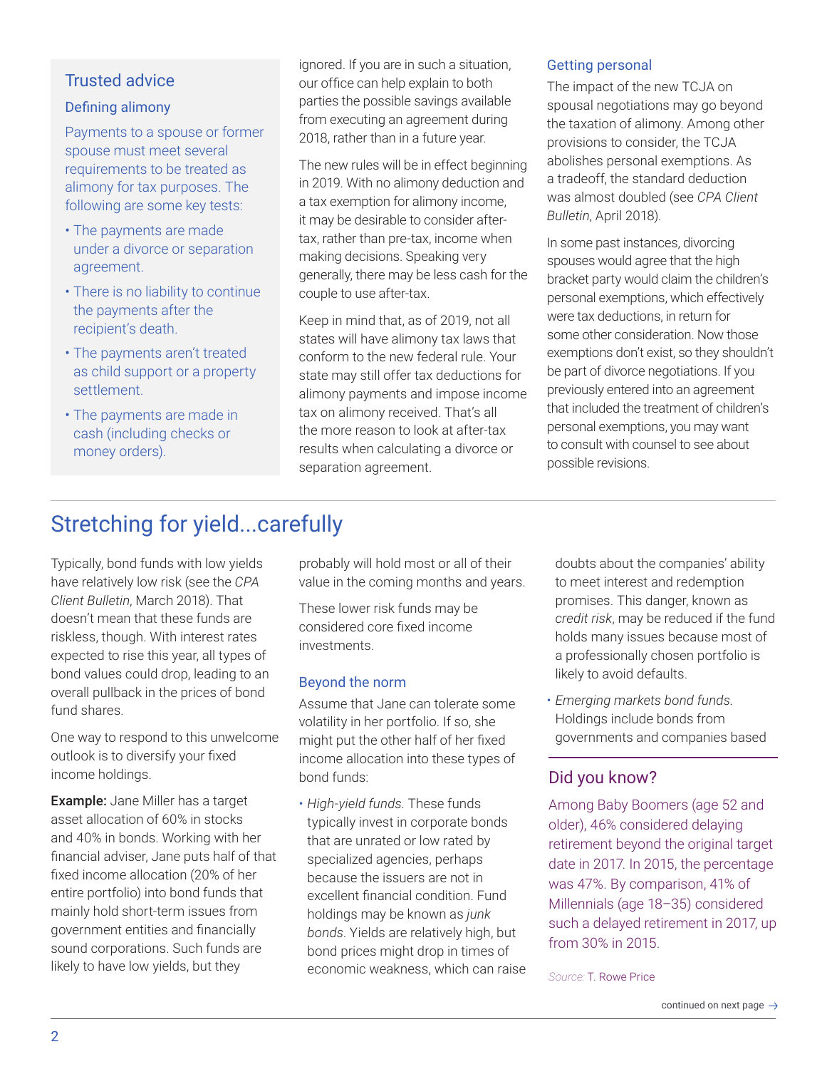## Trusted advice

### Defining alimony

Payments to a spouse or former spouse must meet several requirements to be treated as alimony for tax purposes. The following are some key tests:

- The payments are made under a divorce or separation agreement.
- There is no liability to continue the payments after the recipient's death.
- The payments aren't treated as child support or a property settlement.
- The payments are made in cash (including checks or money orders).

ignored. If you are in such a situation, our office can help explain to both parties the possible savings available from executing an agreement during 2018, rather than in a future year.

The new rules will be in effect beginning in 2019. With no alimony deduction and a tax exemption for alimony income, it may be desirable to consider after-tax, rather than pre-tax, income when making decisions. Speaking very generally, there may be less cash for the couple to use after-tax.

Keep in mind that, as of 2019, not all states will have alimony tax laws that conform to the new federal rule. Your state may still offer tax deductions for alimony payments and impose income tax on alimony received. That's all the more reason to look at after-tax results when calculating a divorce or separation agreement.

### Getting personal

The impact of the new TCJA on spousal negotiations may go beyond the taxation of alimony. Among other provisions to consider, the TCJA abolishes personal exemptions. As a tradeoff, the standard deduction was almost doubled (see *CPA Client Bulletin*, April 2018).

In some past instances, divorcing spouses would agree that the high bracket party would claim the children's personal exemptions, which effectively were tax deductions, in return for some other consideration. Now those exemptions don't exist, so they shouldn't be part of divorce negotiations. If you previously entered into an agreement that included the treatment of children's personal exemptions, you may want to consult with counsel to see about possible revisions.

# Stretching for yield...carefully

Typically, bond funds with low yields have relatively low risk (see the *CPA Client Bulletin*, March 2018). That doesn't mean that these funds are riskless, though. With interest rates expected to rise this year, all types of bond values could drop, leading to an overall pullback in the prices of bond fund shares.

One way to respond to this unwelcome outlook is to diversify your fixed income holdings.

**Example:** Jane Miller has a target asset allocation of 60% in stocks and 40% in bonds. Working with her financial adviser, Jane puts half of that fixed income allocation (20% of her entire portfolio) into bond funds that mainly hold short-term issues from government entities and financially sound corporations. Such funds are likely to have low yields, but they probably will hold most or all of their value in the coming months and years.

These lower risk funds may be considered core fixed income investments.

### Beyond the norm

Assume that Jane can tolerate some volatility in her portfolio. If so, she might put the other half of her fixed income allocation into these types of bond funds:

- *High-yield funds.* These funds typically invest in corporate bonds that are unrated or low rated by specialized agencies, perhaps because the issuers are not in excellent financial condition. Fund holdings may be known as *junk bonds*. Yields are relatively high, but bond prices might drop in times of economic weakness, which can raise doubts about the companies' ability to meet interest and redemption promises. This danger, known as *credit risk*, may be reduced if the fund holds many issues because most of a professionally chosen portfolio is likely to avoid defaults.
- *Emerging markets bond funds.* Holdings include bonds from governments and companies based

## Did you know?

Among Baby Boomers (age 52 and older), 46% considered delaying retirement beyond the original target date in 2017. In 2015, the percentage was 47%. By comparison, 41% of Millennials (age 18–35) considered such a delayed retirement in 2017, up from 30% in 2015.

*Source:* T. Rowe Price

continued on next page →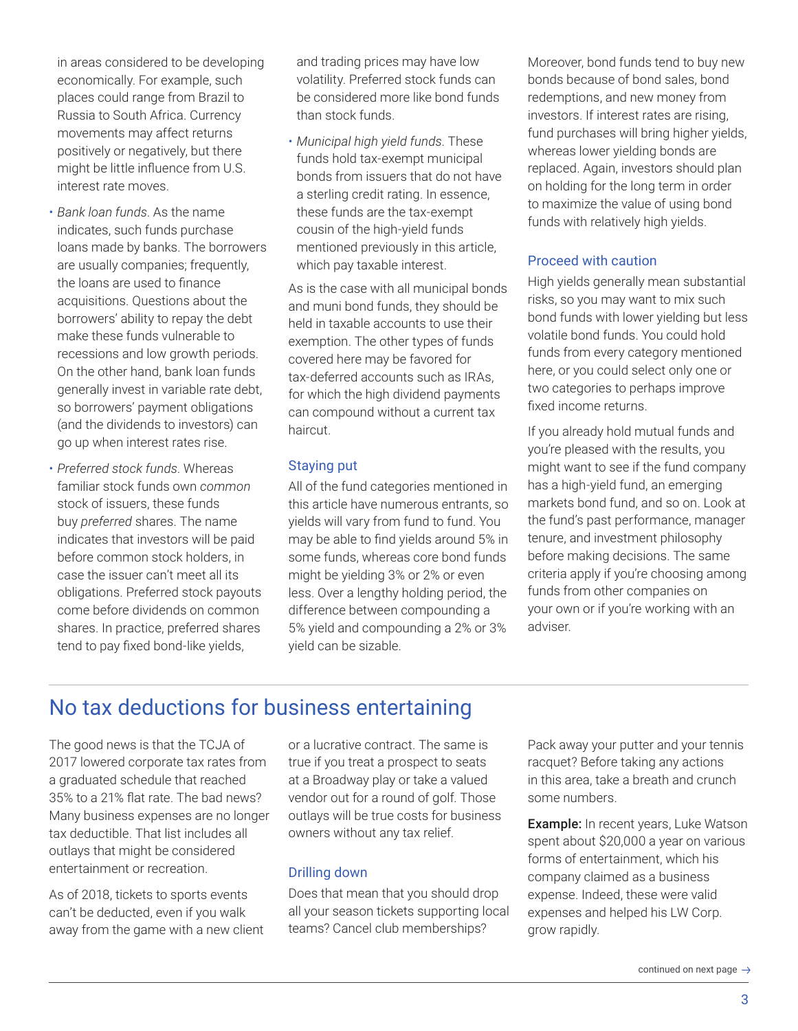in areas considered to be developing economically. For example, such places could range from Brazil to Russia to South Africa. Currency movements may affect returns positively or negatively, but there might be little influence from U.S. interest rate moves.

- *Bank loan funds*. As the name indicates, such funds purchase loans made by banks. The borrowers are usually companies; frequently, the loans are used to finance acquisitions. Questions about the borrowers' ability to repay the debt make these funds vulnerable to recessions and low growth periods. On the other hand, bank loan funds generally invest in variable rate debt, so borrowers' payment obligations (and the dividends to investors) can go up when interest rates rise.
- *Preferred stock funds*. Whereas familiar stock funds own *common* stock of issuers, these funds buy *preferred* shares. The name indicates that investors will be paid before common stock holders, in case the issuer can't meet all its obligations. Preferred stock payouts come before dividends on common shares. In practice, preferred shares tend to pay fixed bond-like yields, and trading prices may have low volatility. Preferred stock funds can be considered more like bond funds than stock funds.
- *Municipal high yield funds*. These funds hold tax-exempt municipal bonds from issuers that do not have a sterling credit rating. In essence, these funds are the tax-exempt cousin of the high-yield funds mentioned previously in this article, which pay taxable interest.

As is the case with all municipal bonds and muni bond funds, they should be held in taxable accounts to use their exemption. The other types of funds covered here may be favored for tax-deferred accounts such as IRAs, for which the high dividend payments can compound without a current tax haircut.

### Staying put

All of the fund categories mentioned in this article have numerous entrants, so yields will vary from fund to fund. You may be able to find yields around 5% in some funds, whereas core bond funds might be yielding 3% or 2% or even less. Over a lengthy holding period, the difference between compounding a 5% yield and compounding a 2% or 3% yield can be sizable.

Moreover, bond funds tend to buy new bonds because of bond sales, bond redemptions, and new money from investors. If interest rates are rising, fund purchases will bring higher yields, whereas lower yielding bonds are replaced. Again, investors should plan on holding for the long term in order to maximize the value of using bond funds with relatively high yields.

### Proceed with caution

High yields generally mean substantial risks, so you may want to mix such bond funds with lower yielding but less volatile bond funds. You could hold funds from every category mentioned here, or you could select only one or two categories to perhaps improve fixed income returns.

If you already hold mutual funds and you're pleased with the results, you might want to see if the fund company has a high-yield fund, an emerging markets bond fund, and so on. Look at the fund's past performance, manager tenure, and investment philosophy before making decisions. The same criteria apply if you're choosing among funds from other companies on your own or if you're working with an adviser.

## No tax deductions for business entertaining

The good news is that the TCJA of 2017 lowered corporate tax rates from a graduated schedule that reached 35% to a 21% flat rate. The bad news? Many business expenses are no longer tax deductible. That list includes all outlays that might be considered entertainment or recreation.

As of 2018, tickets to sports events can't be deducted, even if you walk away from the game with a new client or a lucrative contract. The same is true if you treat a prospect to seats at a Broadway play or take a valued vendor out for a round of golf. Those outlays will be true costs for business owners without any tax relief.

### Drilling down

Does that mean that you should drop all your season tickets supporting local teams? Cancel club memberships? Pack away your putter and your tennis racquet? Before taking any actions in this area, take a breath and crunch some numbers.

**Example:** In recent years, Luke Watson spent about $20,000 a year on various forms of entertainment, which his company claimed as a business expense. Indeed, these were valid expenses and helped his LW Corp. grow rapidly.

continued on next page →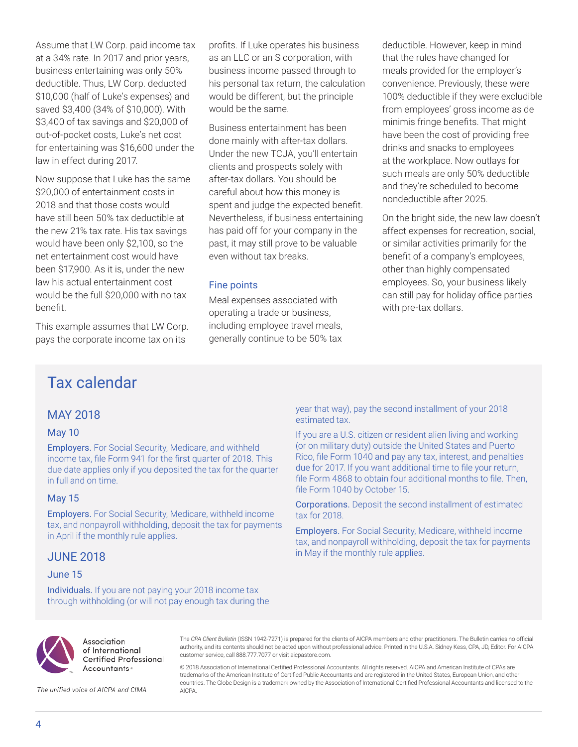Assume that LW Corp. paid income tax at a 34% rate. In 2017 and prior years, business entertaining was only 50% deductible. Thus, LW Corp. deducted $10,000 (half of Luke's expenses) and saved $3,400 (34% of $10,000). With $3,400 of tax savings and $20,000 of out-of-pocket costs, Luke's net cost for entertaining was $16,600 under the law in effect during 2017.

Now suppose that Luke has the same $20,000 of entertainment costs in 2018 and that those costs would have still been 50% tax deductible at the new 21% tax rate. His tax savings would have been only $2,100, so the net entertainment cost would have been $17,900. As it is, under the new law his actual entertainment cost would be the full $20,000 with no tax benefit.

This example assumes that LW Corp. pays the corporate income tax on its profits. If Luke operates his business as an LLC or an S corporation, with business income passed through to his personal tax return, the calculation would be different, but the principle would be the same.

Business entertainment has been done mainly with after-tax dollars. Under the new TCJA, you'll entertain clients and prospects solely with after-tax dollars. You should be careful about how this money is spent and judge the expected benefit. Nevertheless, if business entertaining has paid off for your company in the past, it may still prove to be valuable even without tax breaks.

### Fine points

Meal expenses associated with operating a trade or business, including employee travel meals, generally continue to be 50% tax deductible. However, keep in mind that the rules have changed for meals provided for the employer's convenience. Previously, these were 100% deductible if they were excludible from employees' gross income as de minimis fringe benefits. That might have been the cost of providing free drinks and snacks to employees at the workplace. Now outlays for such meals are only 50% deductible and they're scheduled to become nondeductible after 2025.

On the bright side, the new law doesn't affect expenses for recreation, social, or similar activities primarily for the benefit of a company's employees, other than highly compensated employees. So, your business likely can still pay for holiday office parties with pre-tax dollars.

## Tax calendar

### MAY 2018

#### May 10

**Employers.** For Social Security, Medicare, and withheld income tax, file Form 941 for the first quarter of 2018. This due date applies only if you deposited the tax for the quarter in full and on time.

#### May 15

**Employers.** For Social Security, Medicare, withheld income tax, and nonpayroll withholding, deposit the tax for payments in April if the monthly rule applies.

### JUNE 2018

#### June 15

**Individuals.** If you are not paying your 2018 income tax through withholding (or will not pay enough tax during the year that way), pay the second installment of your 2018 estimated tax.

If you are a U.S. citizen or resident alien living and working (or on military duty) outside the United States and Puerto Rico, file Form 1040 and pay any tax, interest, and penalties due for 2017. If you want additional time to file your return, file Form 4868 to obtain four additional months to file. Then, file Form 1040 by October 15.

**Corporations.** Deposit the second installment of estimated tax for 2018.

**Employers.** For Social Security, Medicare, withheld income tax, and nonpayroll withholding, deposit the tax for payments in May if the monthly rule applies.

Association of International Certified Professional Accountants

The unified voice of AICPA and CIMA

The *CPA Client Bulletin* (ISSN 1942-7271) is prepared for the clients of AICPA members and other practitioners. The Bulletin carries no official authority, and its contents should not be acted upon without professional advice. Printed in the U.S.A. Sidney Kess, CPA, JD, Editor. For AICPA customer service, call 888.777.7077 or visit aicpastore.com.

© 2018 Association of International Certified Professional Accountants. All rights reserved. AICPA and American Institute of CPAs are trademarks of the American Institute of Certified Public Accountants and are registered in the United States, European Union, and other countries. The Globe Design is a trademark owned by the Association of International Certified Professional Accountants and licensed to the AICPA.